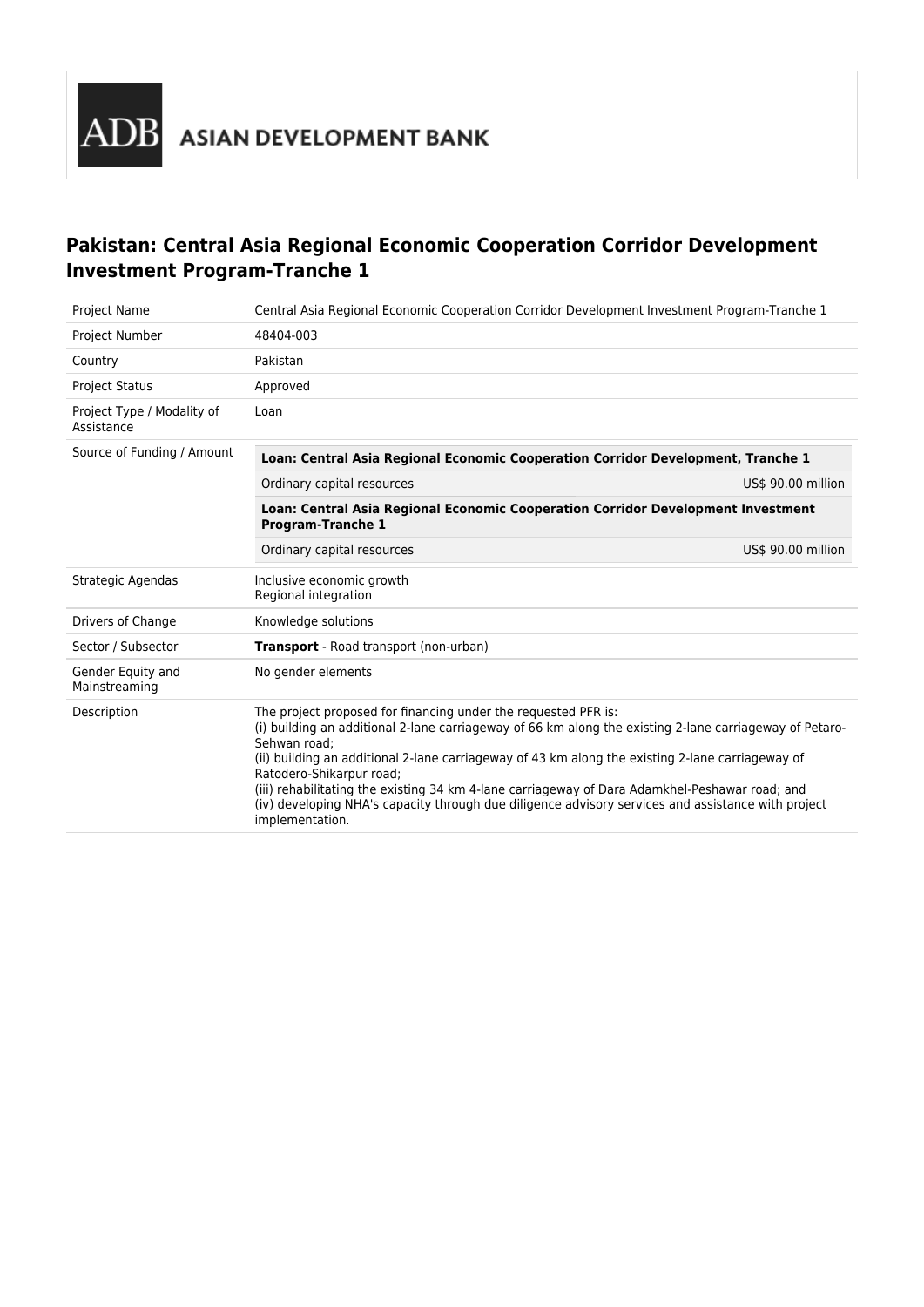ADB ASIAN DEVELOPMENT BANK

# Pakistan: Central Asia Regional Economic Cooperation Corridor Development Investment Program-Tranche 1

| | |
|---|---|
| Project Name | Central Asia Regional Economic Cooperation Corridor Development Investment Program-Tranche 1 |
| Project Number | 48404-003 |
| Country | Pakistan |
| Project Status | Approved |
| Project Type / Modality of Assistance | Loan |
| Source of Funding / Amount | **Loan: Central Asia Regional Economic Cooperation Corridor Development, Tranche 1**<br>Ordinary capital resources — US$ 90.00 million<br>**Loan: Central Asia Regional Economic Cooperation Corridor Development Investment Program-Tranche 1**<br>Ordinary capital resources — US$ 90.00 million |
| Strategic Agendas | Inclusive economic growth<br>Regional integration |
| Drivers of Change | Knowledge solutions |
| Sector / Subsector | **Transport** - Road transport (non-urban) |
| Gender Equity and Mainstreaming | No gender elements |
| Description | The project proposed for financing under the requested PFR is:<br>(i) building an additional 2-lane carriageway of 66 km along the existing 2-lane carriageway of Petaro-Sehwan road;<br>(ii) building an additional 2-lane carriageway of 43 km along the existing 2-lane carriageway of Ratodero-Shikarpur road;<br>(iii) rehabilitating the existing 34 km 4-lane carriageway of Dara Adamkhel-Peshawar road; and<br>(iv) developing NHA's capacity through due diligence advisory services and assistance with project implementation. |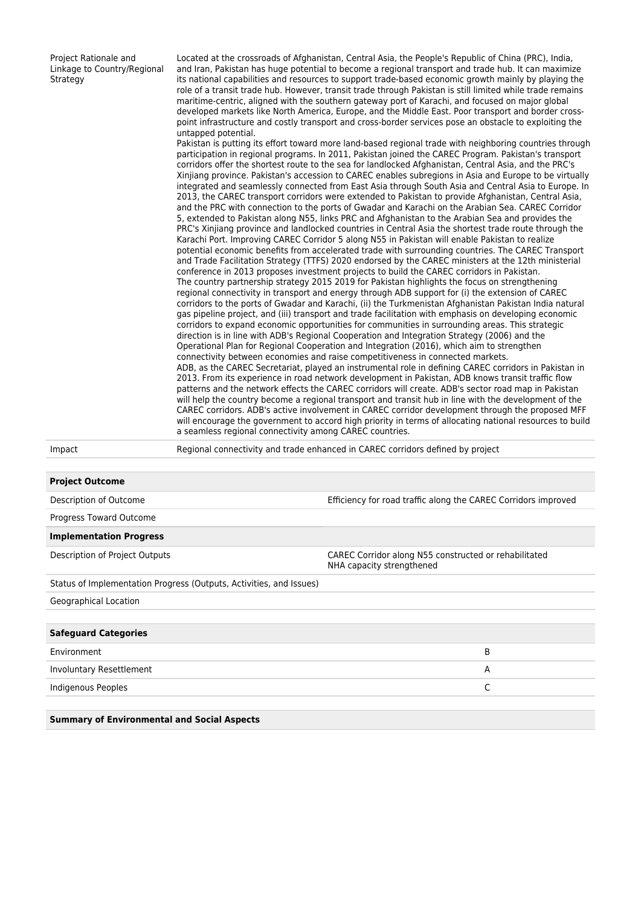| | |
|---|---|
| Project Rationale and Linkage to Country/Regional Strategy | Located at the crossroads of Afghanistan, Central Asia, the People's Republic of China (PRC), India, and Iran, Pakistan has huge potential to become a regional transport and trade hub. It can maximize its national capabilities and resources to support trade-based economic growth mainly by playing the role of a transit trade hub. However, transit trade through Pakistan is still limited while trade remains maritime-centric, aligned with the southern gateway port of Karachi, and focused on major global developed markets like North America, Europe, and the Middle East. Poor transport and border cross-point infrastructure and costly transport and cross-border services pose an obstacle to exploiting the untapped potential.<br>Pakistan is putting its effort toward more land-based regional trade with neighboring countries through participation in regional programs. In 2011, Pakistan joined the CAREC Program. Pakistan's transport corridors offer the shortest route to the sea for landlocked Afghanistan, Central Asia, and the PRC's Xinjiang province. Pakistan's accession to CAREC enables subregions in Asia and Europe to be virtually integrated and seamlessly connected from East Asia through South Asia and Central Asia to Europe. In 2013, the CAREC transport corridors were extended to Pakistan to provide Afghanistan, Central Asia, and the PRC with connection to the ports of Gwadar and Karachi on the Arabian Sea. CAREC Corridor 5, extended to Pakistan along N55, links PRC and Afghanistan to the Arabian Sea and provides the PRC's Xinjiang province and landlocked countries in Central Asia the shortest trade route through the Karachi Port. Improving CAREC Corridor 5 along N55 in Pakistan will enable Pakistan to realize potential economic benefits from accelerated trade with surrounding countries. The CAREC Transport and Trade Facilitation Strategy (TTFS) 2020 endorsed by the CAREC ministers at the 12th ministerial conference in 2013 proposes investment projects to build the CAREC corridors in Pakistan.<br>The country partnership strategy 2015 2019 for Pakistan highlights the focus on strengthening regional connectivity in transport and energy through ADB support for (i) the extension of CAREC corridors to the ports of Gwadar and Karachi, (ii) the Turkmenistan Afghanistan Pakistan India natural gas pipeline project, and (iii) transport and trade facilitation with emphasis on developing economic corridors to expand economic opportunities for communities in surrounding areas. This strategic direction is in line with ADB's Regional Cooperation and Integration Strategy (2006) and the Operational Plan for Regional Cooperation and Integration (2016), which aim to strengthen connectivity between economies and raise competitiveness in connected markets.<br>ADB, as the CAREC Secretariat, played an instrumental role in defining CAREC corridors in Pakistan in 2013. From its experience in road network development in Pakistan, ADB knows transit traffic flow patterns and the network effects the CAREC corridors will create. ADB's sector road map in Pakistan will help the country become a regional transport and transit hub in line with the development of the CAREC corridors. ADB's active involvement in CAREC corridor development through the proposed MFF will encourage the government to accord high priority in terms of allocating national resources to build a seamless regional connectivity among CAREC countries. |
| Impact | Regional connectivity and trade enhanced in CAREC corridors defined by project |

| **Project Outcome** | |
|---|---|
| Description of Outcome | Efficiency for road traffic along the CAREC Corridors improved |
| Progress Toward Outcome | |
| **Implementation Progress** | |
| Description of Project Outputs | CAREC Corridor along N55 constructed or rehabilitated<br>NHA capacity strengthened |
| Status of Implementation Progress (Outputs, Activities, and Issues) | |
| Geographical Location | |

| **Safeguard Categories** | |
|---|---|
| Environment | B |
| Involuntary Resettlement | A |
| Indigenous Peoples | C |

**Summary of Environmental and Social Aspects**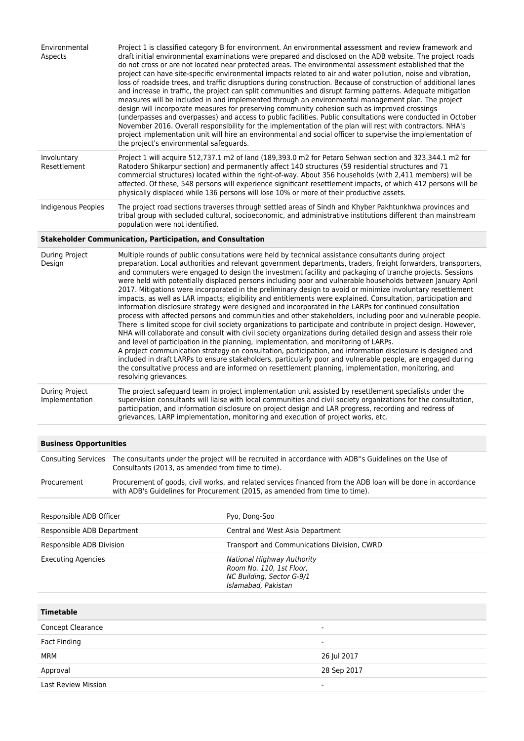| | |
|---|---|
| Environmental Aspects | Project 1 is classified category B for environment. An environmental assessment and review framework and draft initial environmental examinations were prepared and disclosed on the ADB website. The project roads do not cross or are not located near protected areas. The environmental assessment established that the project can have site-specific environmental impacts related to air and water pollution, noise and vibration, loss of roadside trees, and traffic disruptions during construction. Because of construction of additional lanes and increase in traffic, the project can split communities and disrupt farming patterns. Adequate mitigation measures will be included in and implemented through an environmental management plan. The project design will incorporate measures for preserving community cohesion such as improved crossings (underpasses and overpasses) and access to public facilities. Public consultations were conducted in October November 2016. Overall responsibility for the implementation of the plan will rest with contractors. NHA's project implementation unit will hire an environmental and social officer to supervise the implementation of the project's environmental safeguards. |
| Involuntary Resettlement | Project 1 will acquire 512,737.1 m2 of land (189,393.0 m2 for Petaro Sehwan section and 323,344.1 m2 for Ratodero Shikarpur section) and permanently affect 140 structures (59 residential structures and 71 commercial structures) located within the right-of-way. About 356 households (with 2,411 members) will be affected. Of these, 548 persons will experience significant resettlement impacts, of which 412 persons will be physically displaced while 136 persons will lose 10% or more of their productive assets. |
| Indigenous Peoples | The project road sections traverses through settled areas of Sindh and Khyber Pakhtunkhwa provinces and tribal group with secluded cultural, socioeconomic, and administrative institutions different than mainstream population were not identified. |

**Stakeholder Communication, Participation, and Consultation**

| | |
|---|---|
| During Project Design | Multiple rounds of public consultations were held by technical assistance consultants during project preparation. Local authorities and relevant government departments, traders, freight forwarders, transporters, and commuters were engaged to design the investment facility and packaging of tranche projects. Sessions were held with potentially displaced persons including poor and vulnerable households between January April 2017. Mitigations were incorporated in the preliminary design to avoid or minimize involuntary resettlement impacts, as well as LAR impacts; eligibility and entitlements were explained. Consultation, participation and information disclosure strategy were designed and incorporated in the LARPs for continued consultation process with affected persons and communities and other stakeholders, including poor and vulnerable people. There is limited scope for civil society organizations to participate and contribute in project design. However, NHA will collaborate and consult with civil society organizations during detailed design and assess their role and level of participation in the planning, implementation, and monitoring of LARPs.<br>A project communication strategy on consultation, participation, and information disclosure is designed and included in draft LARPs to ensure stakeholders, particularly poor and vulnerable people, are engaged during the consultative process and are informed on resettlement planning, implementation, monitoring, and resolving grievances. |
| During Project Implementation | The project safeguard team in project implementation unit assisted by resettlement specialists under the supervision consultants will liaise with local communities and civil society organizations for the consultation, participation, and information disclosure on project design and LAR progress, recording and redress of grievances, LARP implementation, monitoring and execution of project works, etc. |

**Business Opportunities**

| | |
|---|---|
| Consulting Services | The consultants under the project will be recruited in accordance with ADB''s Guidelines on the Use of Consultants (2013, as amended from time to time). |
| Procurement | Procurement of goods, civil works, and related services financed from the ADB loan will be done in accordance with ADB's Guidelines for Procurement (2015, as amended from time to time). |

| | |
|---|---|
| Responsible ADB Officer | Pyo, Dong-Soo |
| Responsible ADB Department | Central and West Asia Department |
| Responsible ADB Division | Transport and Communications Division, CWRD |
| Executing Agencies | *National Highway Authority<br>Room No. 110, 1st Floor,<br>NC Building, Sector G-9/1<br>Islamabad, Pakistan* |

**Timetable**

| | |
|---|---|
| Concept Clearance | - |
| Fact Finding | - |
| MRM | 26 Jul 2017 |
| Approval | 28 Sep 2017 |
| Last Review Mission | - |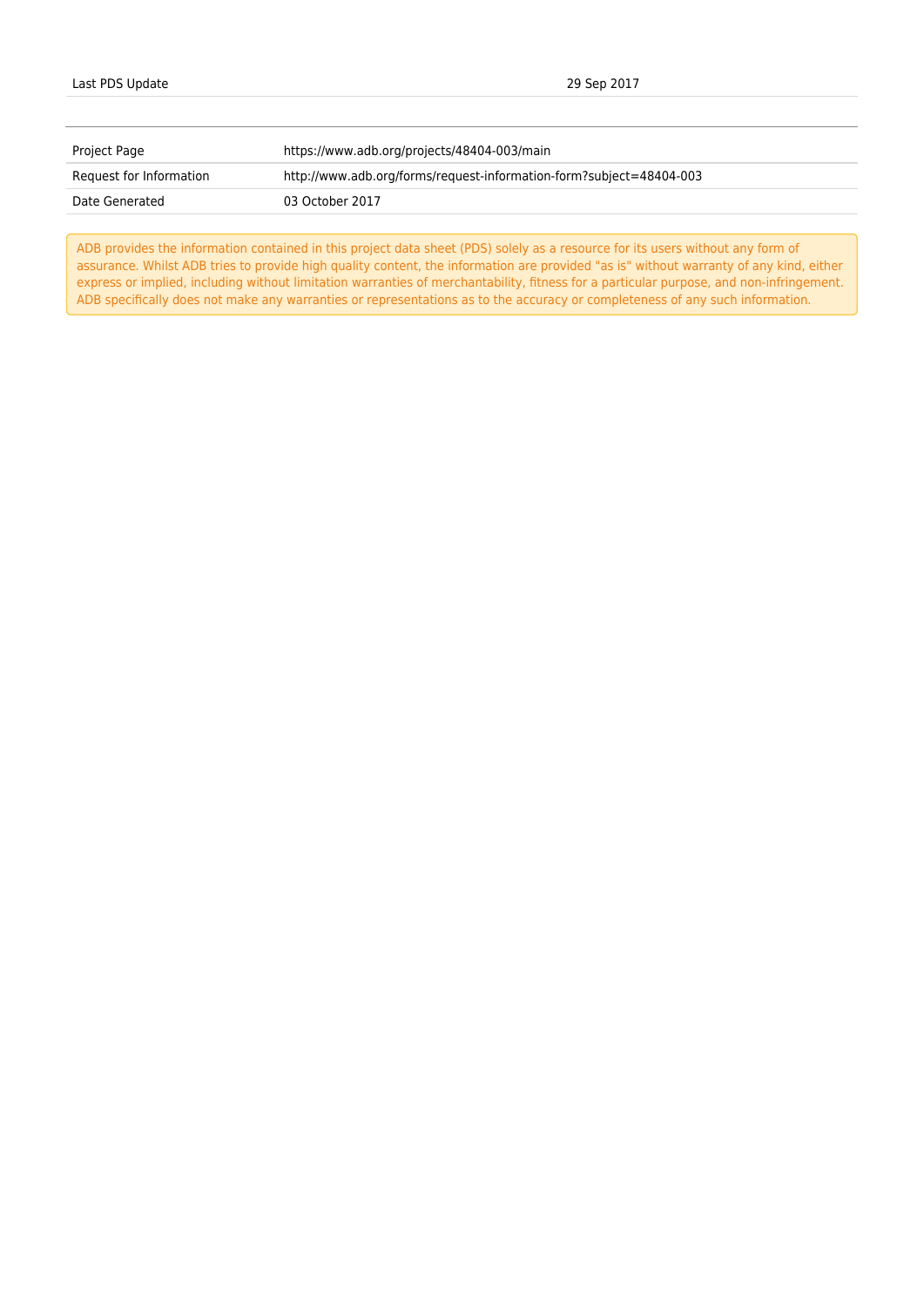| | |
|---|---|
| Last PDS Update | 29 Sep 2017 |

| | |
|---|---|
| Project Page | https://www.adb.org/projects/48404-003/main |
| Request for Information | http://www.adb.org/forms/request-information-form?subject=48404-003 |
| Date Generated | 03 October 2017 |

ADB provides the information contained in this project data sheet (PDS) solely as a resource for its users without any form of assurance. Whilst ADB tries to provide high quality content, the information are provided "as is" without warranty of any kind, either express or implied, including without limitation warranties of merchantability, fitness for a particular purpose, and non-infringement. ADB specifically does not make any warranties or representations as to the accuracy or completeness of any such information.